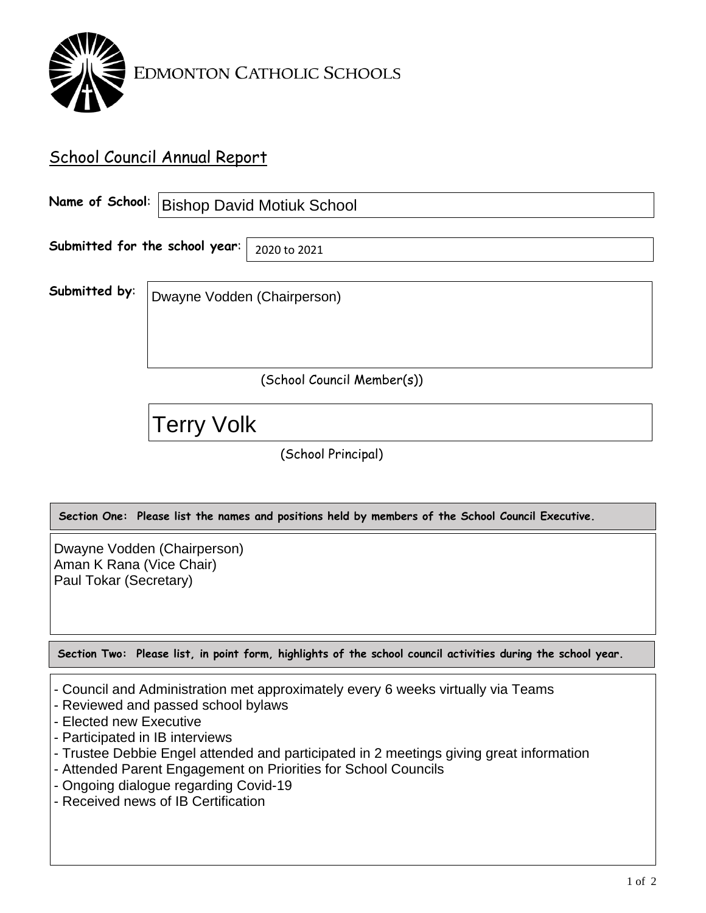EDMONTON CATHOLIC SCHOOLS

## School Council Annual Report

**Name of School**: Bishop David Motiuk School

**Submitted for the school year**: 2020 to 2021

**Submitted by**: Dwayne Vodden (Chairperson)

(School Council Member(s))

Terry Volk

(School Principal)

**Section One: Please list the names and positions held by members of the School Council Executive.**

Dwayne Vodden (Chairperson)
Aman K Rana (Vice Chair)
Paul Tokar (Secretary)

**Section Two: Please list, in point form, highlights of the school council activities during the school year.**

- Council and Administration met approximately every 6 weeks virtually via Teams
- Reviewed and passed school bylaws
- Elected new Executive
- Participated in IB interviews
- Trustee Debbie Engel attended and participated in 2 meetings giving great information
- Attended Parent Engagement on Priorities for School Councils
- Ongoing dialogue regarding Covid-19
- Received news of IB Certification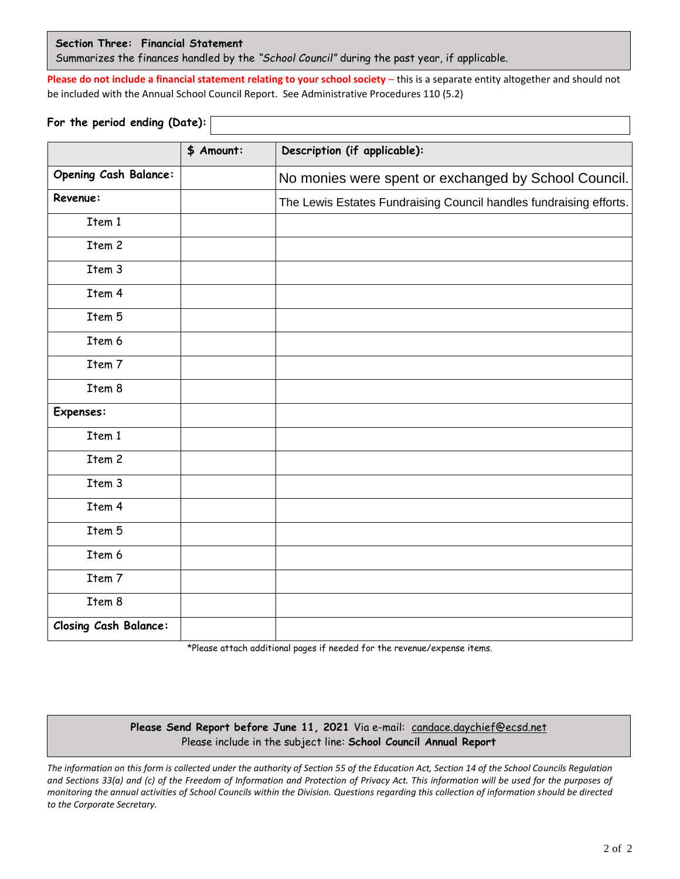**Section Three: Financial Statement**
Summarizes the finances handled by the *"School Council"* during the past year, if applicable.

**Please do not include a financial statement relating to your school society** – this is a separate entity altogether and should not be included with the Annual School Council Report. See Administrative Procedures 110 (5.2)

**For the period ending (Date):**

| | **$ Amount:** | **Description (if applicable):** |
|---|---|---|
| **Opening Cash Balance:** | | No monies were spent or exchanged by School Council. |
| **Revenue:** | | The Lewis Estates Fundraising Council handles fundraising efforts. |
| Item 1 | | |
| Item 2 | | |
| Item 3 | | |
| Item 4 | | |
| Item 5 | | |
| Item 6 | | |
| Item 7 | | |
| Item 8 | | |
| **Expenses:** | | |
| Item 1 | | |
| Item 2 | | |
| Item 3 | | |
| Item 4 | | |
| Item 5 | | |
| Item 6 | | |
| Item 7 | | |
| Item 8 | | |
| **Closing Cash Balance:** | | |

*Please attach additional pages if needed for the revenue/expense items.

**Please Send Report before June 11, 2021** Via e-mail: candace.daychief@ecsd.net
Please include in the subject line: **School Council Annual Report**

*The information on this form is collected under the authority of Section 55 of the Education Act, Section 14 of the School Councils Regulation and Sections 33(a) and (c) of the Freedom of Information and Protection of Privacy Act. This information will be used for the purposes of monitoring the annual activities of School Councils within the Division. Questions regarding this collection of information should be directed to the Corporate Secretary.*